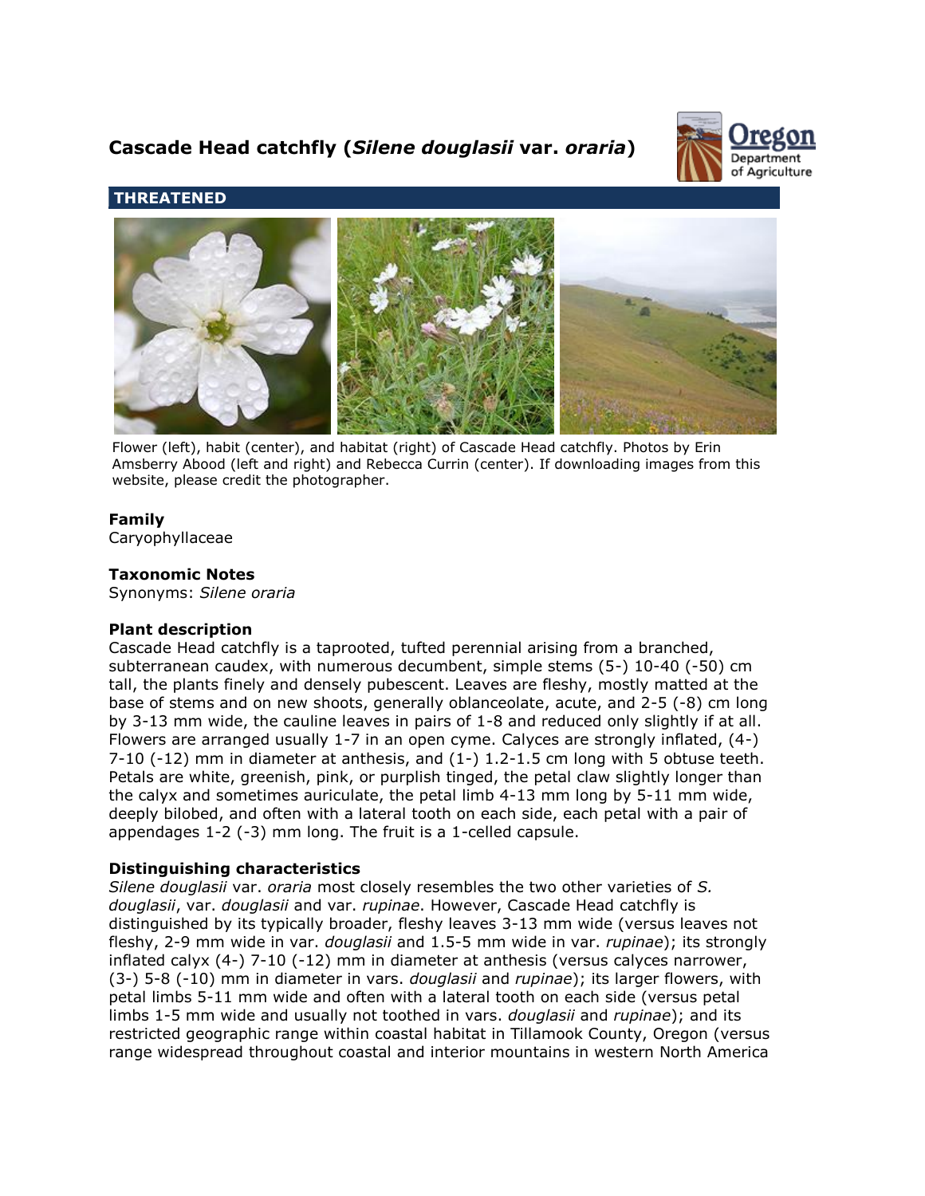# Cascade Head catchfly (*Silene douglasii* var. *oraria*)

## THREATENED

Flower (left), habit (center), and habitat (right) of Cascade Head catchfly. Photos by Erin Amsberry Abood (left and right) and Rebecca Currin (center). If downloading images from this website, please credit the photographer.

### Family

Caryophyllaceae

### Taxonomic Notes

Synonyms: *Silene oraria*

### Plant description

Cascade Head catchfly is a taprooted, tufted perennial arising from a branched, subterranean caudex, with numerous decumbent, simple stems (5-) 10-40 (-50) cm tall, the plants finely and densely pubescent. Leaves are fleshy, mostly matted at the base of stems and on new shoots, generally oblanceolate, acute, and 2-5 (-8) cm long by 3-13 mm wide, the cauline leaves in pairs of 1-8 and reduced only slightly if at all. Flowers are arranged usually 1-7 in an open cyme. Calyces are strongly inflated, (4-) 7-10 (-12) mm in diameter at anthesis, and (1-) 1.2-1.5 cm long with 5 obtuse teeth. Petals are white, greenish, pink, or purplish tinged, the petal claw slightly longer than the calyx and sometimes auriculate, the petal limb 4-13 mm long by 5-11 mm wide, deeply bilobed, and often with a lateral tooth on each side, each petal with a pair of appendages 1-2 (-3) mm long. The fruit is a 1-celled capsule.

### Distinguishing characteristics

*Silene douglasii* var. *oraria* most closely resembles the two other varieties of *S. douglasii*, var. *douglasii* and var. *rupinae*. However, Cascade Head catchfly is distinguished by its typically broader, fleshy leaves 3-13 mm wide (versus leaves not fleshy, 2-9 mm wide in var. *douglasii* and 1.5-5 mm wide in var. *rupinae*); its strongly inflated calyx (4-) 7-10 (-12) mm in diameter at anthesis (versus calyces narrower, (3-) 5-8 (-10) mm in diameter in vars. *douglasii* and *rupinae*); its larger flowers, with petal limbs 5-11 mm wide and often with a lateral tooth on each side (versus petal limbs 1-5 mm wide and usually not toothed in vars. *douglasii* and *rupinae*); and its restricted geographic range within coastal habitat in Tillamook County, Oregon (versus range widespread throughout coastal and interior mountains in western North America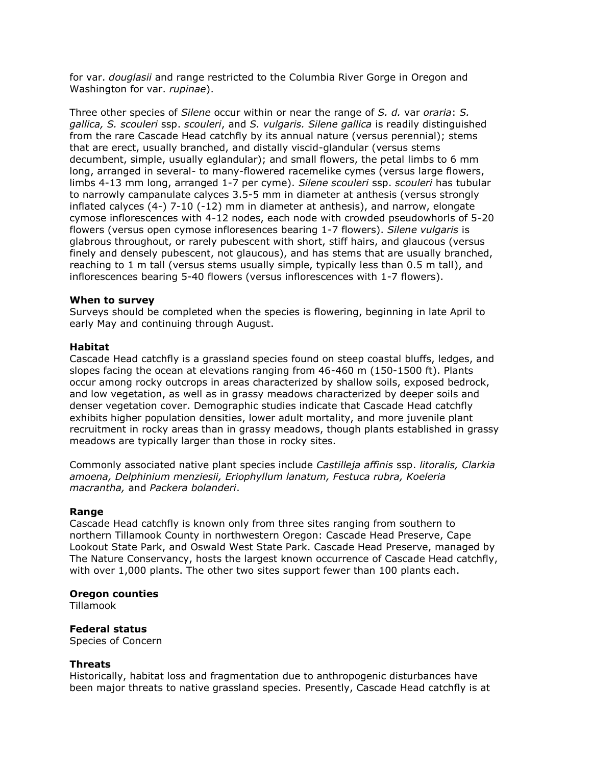for var. *douglasii* and range restricted to the Columbia River Gorge in Oregon and Washington for var. *rupinae*).

Three other species of *Silene* occur within or near the range of *S. d.* var *oraria*: *S. gallica, S. scouleri* ssp. *scouleri*, and *S. vulgaris. Silene gallica* is readily distinguished from the rare Cascade Head catchfly by its annual nature (versus perennial); stems that are erect, usually branched, and distally viscid-glandular (versus stems decumbent, simple, usually eglandular); and small flowers, the petal limbs to 6 mm long, arranged in several- to many-flowered racemelike cymes (versus large flowers, limbs 4-13 mm long, arranged 1-7 per cyme). *Silene scouleri* ssp. *scouleri* has tubular to narrowly campanulate calyces 3.5-5 mm in diameter at anthesis (versus strongly inflated calyces (4-) 7-10 (-12) mm in diameter at anthesis), and narrow, elongate cymose inflorescences with 4-12 nodes, each node with crowded pseudowhorls of 5-20 flowers (versus open cymose infloresences bearing 1-7 flowers). *Silene vulgaris* is glabrous throughout, or rarely pubescent with short, stiff hairs, and glaucous (versus finely and densely pubescent, not glaucous), and has stems that are usually branched, reaching to 1 m tall (versus stems usually simple, typically less than 0.5 m tall), and inflorescences bearing 5-40 flowers (versus inflorescences with 1-7 flowers).

**When to survey**
Surveys should be completed when the species is flowering, beginning in late April to early May and continuing through August.

**Habitat**
Cascade Head catchfly is a grassland species found on steep coastal bluffs, ledges, and slopes facing the ocean at elevations ranging from 46-460 m (150-1500 ft). Plants occur among rocky outcrops in areas characterized by shallow soils, exposed bedrock, and low vegetation, as well as in grassy meadows characterized by deeper soils and denser vegetation cover. Demographic studies indicate that Cascade Head catchfly exhibits higher population densities, lower adult mortality, and more juvenile plant recruitment in rocky areas than in grassy meadows, though plants established in grassy meadows are typically larger than those in rocky sites.

Commonly associated native plant species include *Castilleja affinis* ssp. *litoralis, Clarkia amoena, Delphinium menziesii, Eriophyllum lanatum, Festuca rubra, Koeleria macrantha,* and *Packera bolanderi*.

**Range**
Cascade Head catchfly is known only from three sites ranging from southern to northern Tillamook County in northwestern Oregon: Cascade Head Preserve, Cape Lookout State Park, and Oswald West State Park. Cascade Head Preserve, managed by The Nature Conservancy, hosts the largest known occurrence of Cascade Head catchfly, with over 1,000 plants. The other two sites support fewer than 100 plants each.

**Oregon counties**
Tillamook

**Federal status**
Species of Concern

**Threats**
Historically, habitat loss and fragmentation due to anthropogenic disturbances have been major threats to native grassland species. Presently, Cascade Head catchfly is at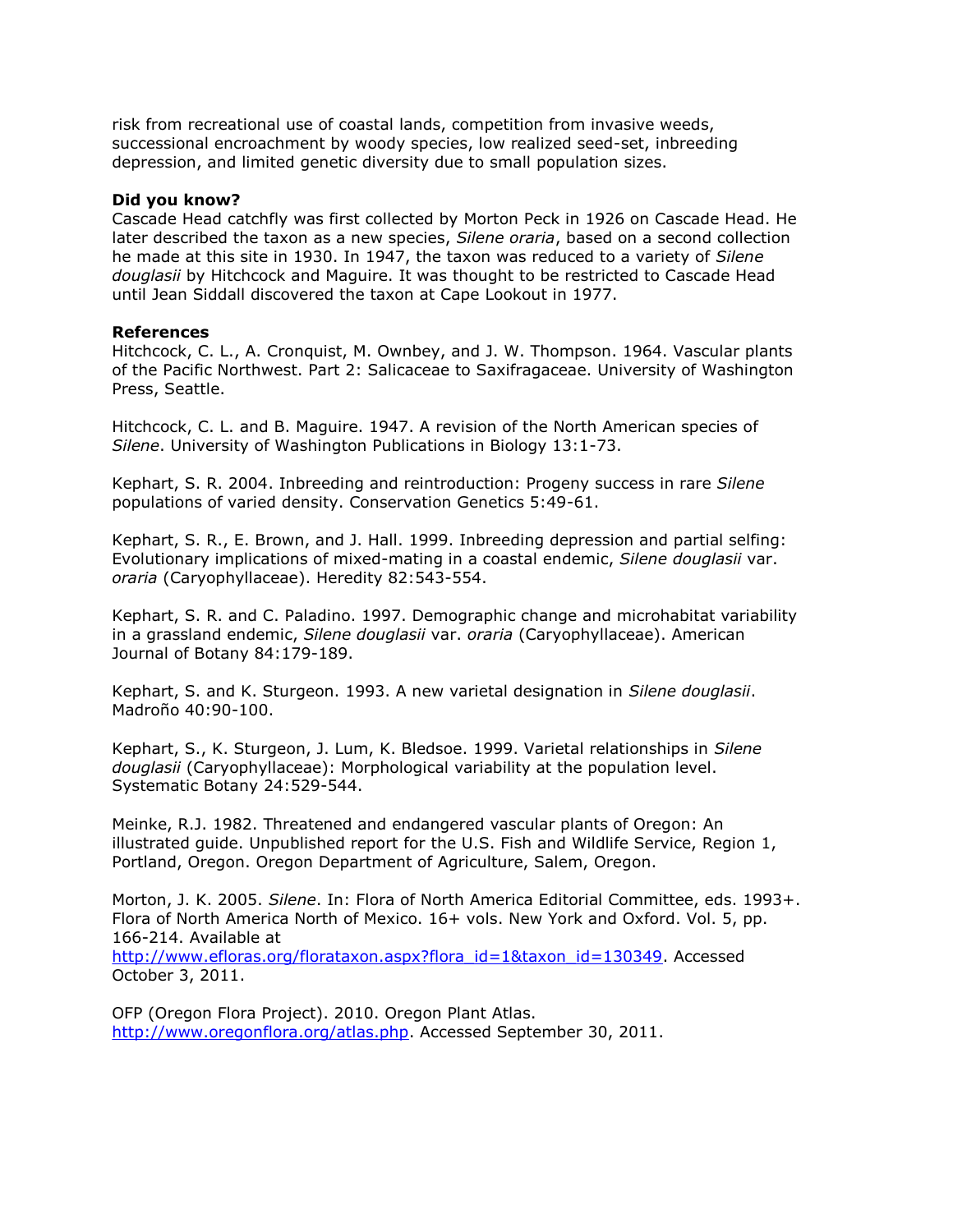risk from recreational use of coastal lands, competition from invasive weeds, successional encroachment by woody species, low realized seed-set, inbreeding depression, and limited genetic diversity due to small population sizes.

**Did you know?**

Cascade Head catchfly was first collected by Morton Peck in 1926 on Cascade Head. He later described the taxon as a new species, *Silene oraria*, based on a second collection he made at this site in 1930. In 1947, the taxon was reduced to a variety of *Silene douglasii* by Hitchcock and Maguire. It was thought to be restricted to Cascade Head until Jean Siddall discovered the taxon at Cape Lookout in 1977.

**References**

Hitchcock, C. L., A. Cronquist, M. Ownbey, and J. W. Thompson. 1964. Vascular plants of the Pacific Northwest. Part 2: Salicaceae to Saxifragaceae. University of Washington Press, Seattle.

Hitchcock, C. L. and B. Maguire. 1947. A revision of the North American species of *Silene*. University of Washington Publications in Biology 13:1-73.

Kephart, S. R. 2004. Inbreeding and reintroduction: Progeny success in rare *Silene* populations of varied density. Conservation Genetics 5:49-61.

Kephart, S. R., E. Brown, and J. Hall. 1999. Inbreeding depression and partial selfing: Evolutionary implications of mixed-mating in a coastal endemic, *Silene douglasii* var. *oraria* (Caryophyllaceae). Heredity 82:543-554.

Kephart, S. R. and C. Paladino. 1997. Demographic change and microhabitat variability in a grassland endemic, *Silene douglasii* var. *oraria* (Caryophyllaceae). American Journal of Botany 84:179-189.

Kephart, S. and K. Sturgeon. 1993. A new varietal designation in *Silene douglasii*. Madroño 40:90-100.

Kephart, S., K. Sturgeon, J. Lum, K. Bledsoe. 1999. Varietal relationships in *Silene douglasii* (Caryophyllaceae): Morphological variability at the population level. Systematic Botany 24:529-544.

Meinke, R.J. 1982. Threatened and endangered vascular plants of Oregon: An illustrated guide. Unpublished report for the U.S. Fish and Wildlife Service, Region 1, Portland, Oregon. Oregon Department of Agriculture, Salem, Oregon.

Morton, J. K. 2005. *Silene*. In: Flora of North America Editorial Committee, eds. 1993+. Flora of North America North of Mexico. 16+ vols. New York and Oxford. Vol. 5, pp. 166-214. Available at http://www.efloras.org/florataxon.aspx?flora_id=1&taxon_id=130349. Accessed October 3, 2011.

OFP (Oregon Flora Project). 2010. Oregon Plant Atlas. http://www.oregonflora.org/atlas.php. Accessed September 30, 2011.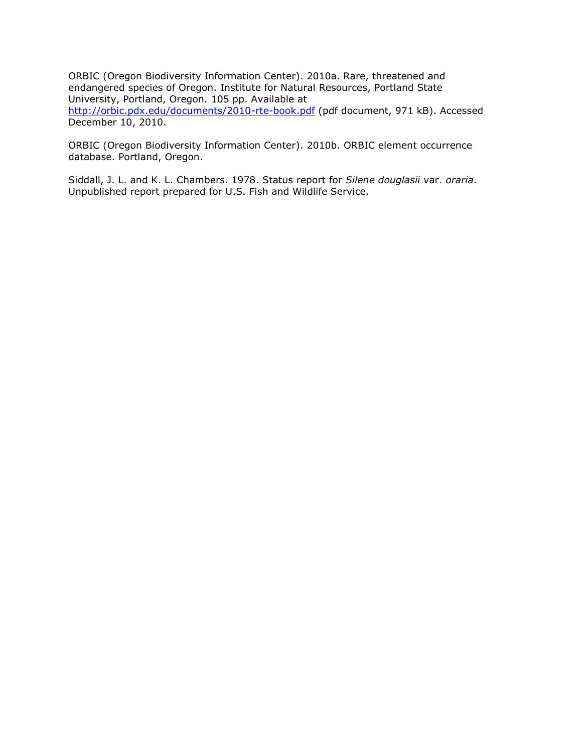ORBIC (Oregon Biodiversity Information Center). 2010a. Rare, threatened and endangered species of Oregon. Institute for Natural Resources, Portland State University, Portland, Oregon. 105 pp. Available at [http://orbic.pdx.edu/documents/2010-rte-book.pdf](http://orbic.pdx.edu/documents/2010-rte-book.pdf) (pdf document, 971 kB). Accessed December 10, 2010.

ORBIC (Oregon Biodiversity Information Center). 2010b. ORBIC element occurrence database. Portland, Oregon.

Siddall, J. L. and K. L. Chambers. 1978. Status report for *Silene douglasii* var. *oraria*. Unpublished report prepared for U.S. Fish and Wildlife Service.